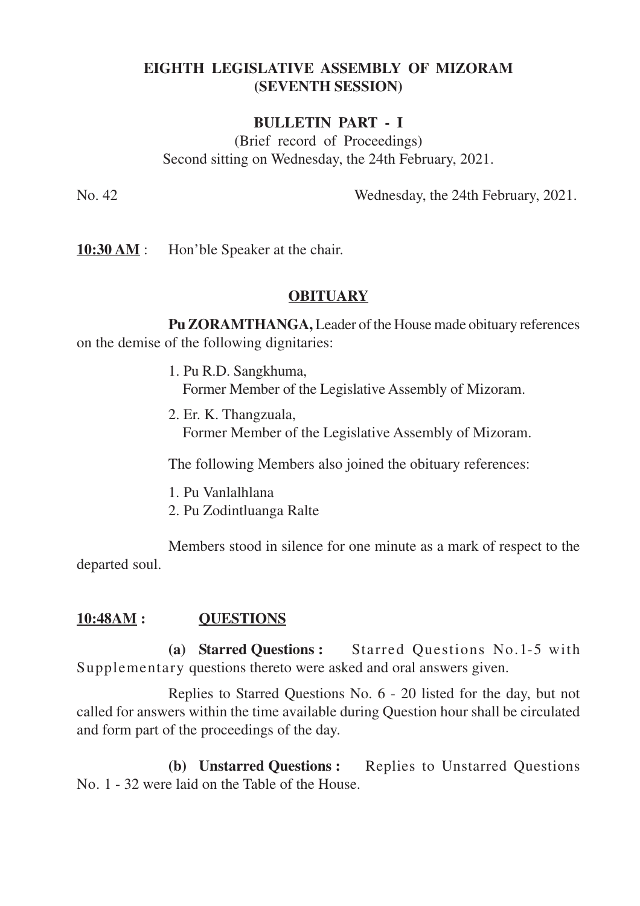# EIGHTH LEGISLATIVE ASSEMBLY OF MIZORAM
## (SEVENTH SESSION)

### BULLETIN PART - I

(Brief record of Proceedings)
Second sitting on Wednesday, the 24th February, 2021.

No. 42 Wednesday, the 24th February, 2021.

**10:30 AM** : Hon'ble Speaker at the chair.

### OBITUARY

**Pu ZORAMTHANGA,** Leader of the House made obituary references on the demise of the following dignitaries:

1. Pu R.D. Sangkhuma,
   Former Member of the Legislative Assembly of Mizoram.
2. Er. K. Thangzuala,
   Former Member of the Legislative Assembly of Mizoram.

The following Members also joined the obituary references:

1. Pu Vanlalhlana
2. Pu Zodintluanga Ralte

Members stood in silence for one minute as a mark of respect to the departed soul.

**10:48AM : QUESTIONS**

**(a) Starred Questions :** Starred Questions No.1-5 with Supplementary questions thereto were asked and oral answers given.

Replies to Starred Questions No. 6 - 20 listed for the day, but not called for answers within the time available during Question hour shall be circulated and form part of the proceedings of the day.

**(b) Unstarred Questions :** Replies to Unstarred Questions No. 1 - 32 were laid on the Table of the House.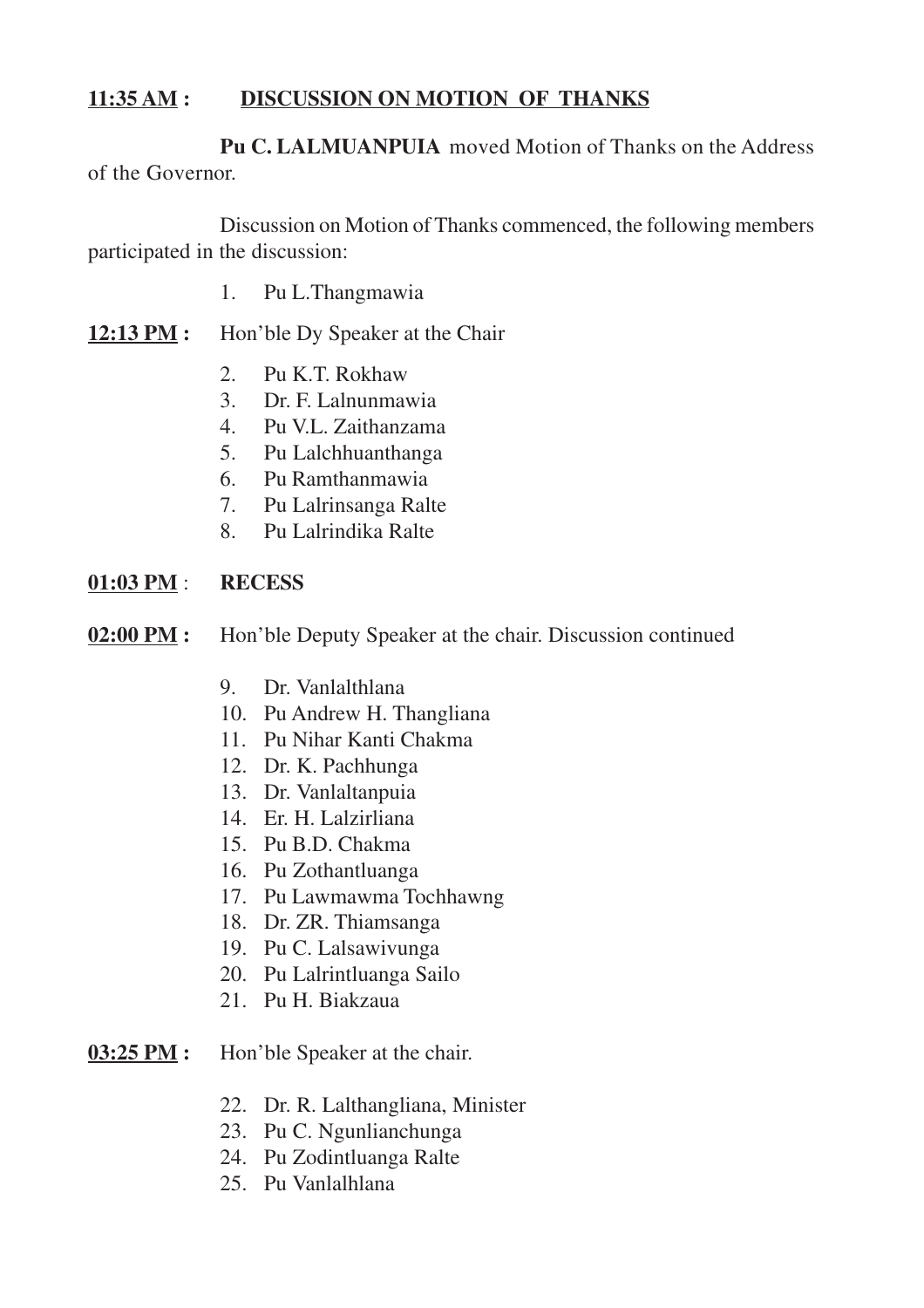**<u>11:35 AM</u> : <u>DISCUSSION ON MOTION OF THANKS</u>**

**Pu C. LALMUANPUIA** moved Motion of Thanks on the Address of the Governor.

Discussion on Motion of Thanks commenced, the following members participated in the discussion:

1. Pu L.Thangmawia

**<u>12:13 PM</u> :** Hon'ble Dy Speaker at the Chair

2. Pu K.T. Rokhaw
3. Dr. F. Lalnunmawia
4. Pu V.L. Zaithanzama
5. Pu Lalchhuanthanga
6. Pu Ramthanmawia
7. Pu Lalrinsanga Ralte
8. Pu Lalrindika Ralte

**<u>01:03 PM</u>** : **RECESS**

**<u>02:00 PM</u> :** Hon'ble Deputy Speaker at the chair. Discussion continued

9. Dr. Vanlalthlana
10. Pu Andrew H. Thangliana
11. Pu Nihar Kanti Chakma
12. Dr. K. Pachhunga
13. Dr. Vanlaltanpuia
14. Er. H. Lalzirliana
15. Pu B.D. Chakma
16. Pu Zothantluanga
17. Pu Lawmawma Tochhawng
18. Dr. ZR. Thiamsanga
19. Pu C. Lalsawivunga
20. Pu Lalrintluanga Sailo
21. Pu H. Biakzaua

**<u>03:25 PM</u> :** Hon'ble Speaker at the chair.

22. Dr. R. Lalthangliana, Minister
23. Pu C. Ngunlianchunga
24. Pu Zodintluanga Ralte
25. Pu Vanlalhlana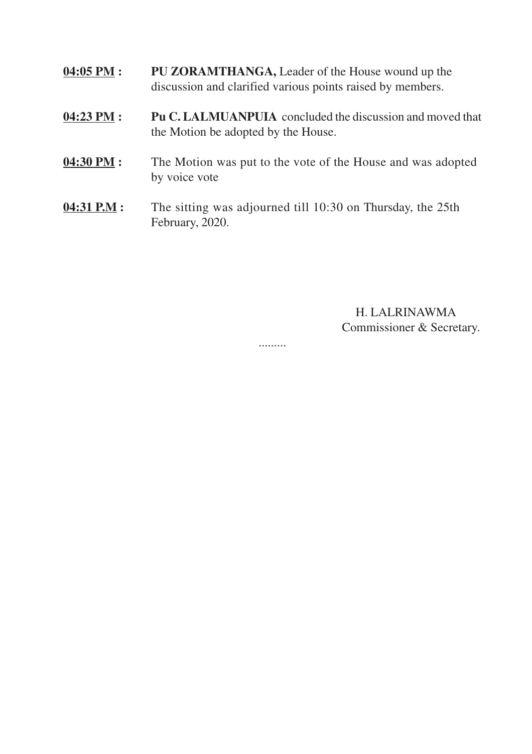**04:05 PM :** **PU ZORAMTHANGA,** Leader of the House wound up the discussion and clarified various points raised by members.

**04:23 PM :** **Pu C. LALMUANPUIA** concluded the discussion and moved that the Motion be adopted by the House.

**04:30 PM :** The Motion was put to the vote of the House and was adopted by voice vote

**04:31 P.M :** The sitting was adjourned till 10:30 on Thursday, the 25th February, 2020.

H. LALRINAWMA
Commissioner & Secretary.

.........